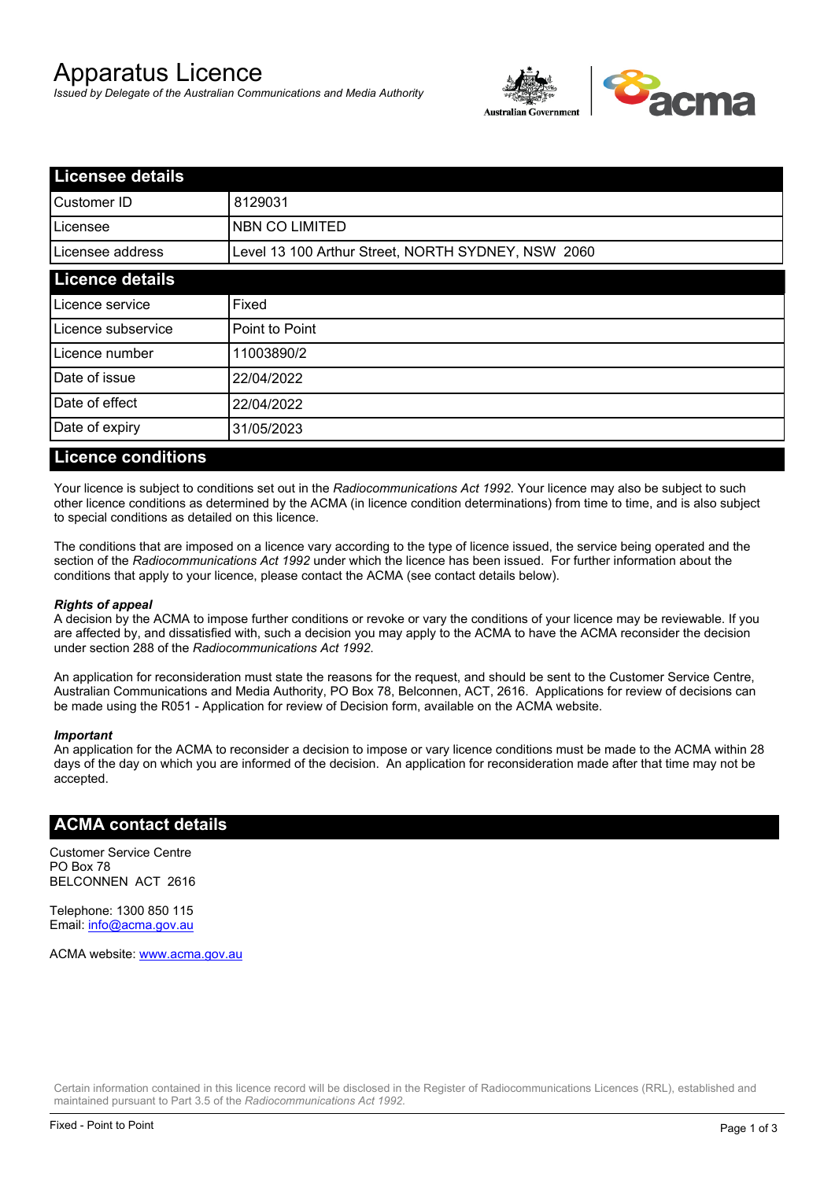# Apparatus Licence

*Issued by Delegate of the Australian Communications and Media Authority*

## Licensee details

| | |
|---|---|
| Customer ID | 8129031 |
| Licensee | NBN CO LIMITED |
| Licensee address | Level 13 100 Arthur Street, NORTH SYDNEY, NSW 2060 |

## Licence details

| | |
|---|---|
| Licence service | Fixed |
| Licence subservice | Point to Point |
| Licence number | 11003890/2 |
| Date of issue | 22/04/2022 |
| Date of effect | 22/04/2022 |
| Date of expiry | 31/05/2023 |

## Licence conditions

Your licence is subject to conditions set out in the *Radiocommunications Act 1992*. Your licence may also be subject to such other licence conditions as determined by the ACMA (in licence condition determinations) from time to time, and is also subject to special conditions as detailed on this licence.

The conditions that are imposed on a licence vary according to the type of licence issued, the service being operated and the section of the *Radiocommunications Act 1992* under which the licence has been issued. For further information about the conditions that apply to your licence, please contact the ACMA (see contact details below).

***Rights of appeal***

A decision by the ACMA to impose further conditions or revoke or vary the conditions of your licence may be reviewable. If you are affected by, and dissatisfied with, such a decision you may apply to the ACMA to have the ACMA reconsider the decision under section 288 of the *Radiocommunications Act 1992*.

An application for reconsideration must state the reasons for the request, and should be sent to the Customer Service Centre, Australian Communications and Media Authority, PO Box 78, Belconnen, ACT, 2616. Applications for review of decisions can be made using the R051 - Application for review of Decision form, available on the ACMA website.

***Important***

An application for the ACMA to reconsider a decision to impose or vary licence conditions must be made to the ACMA within 28 days of the day on which you are informed of the decision. An application for reconsideration made after that time may not be accepted.

## ACMA contact details

Customer Service Centre
PO Box 78
BELCONNEN ACT 2616

Telephone: 1300 850 115
Email: info@acma.gov.au

ACMA website: www.acma.gov.au

Certain information contained in this licence record will be disclosed in the Register of Radiocommunications Licences (RRL), established and maintained pursuant to Part 3.5 of the *Radiocommunications Act 1992.*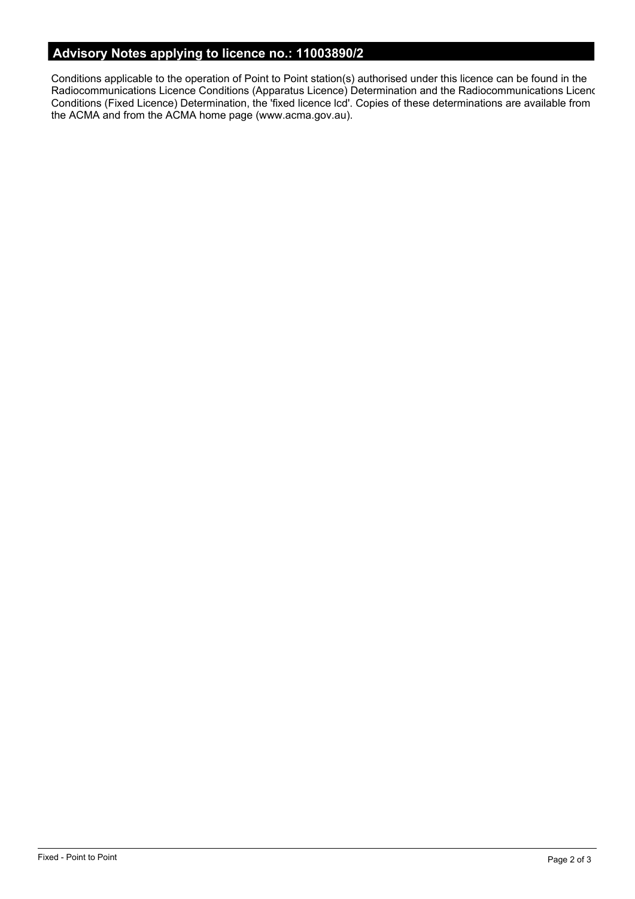## Advisory Notes applying to licence no.: 11003890/2

Conditions applicable to the operation of Point to Point station(s) authorised under this licence can be found in the Radiocommunications Licence Conditions (Apparatus Licence) Determination and the Radiocommunications Licenc Conditions (Fixed Licence) Determination, the 'fixed licence lcd'. Copies of these determinations are available from the ACMA and from the ACMA home page (www.acma.gov.au).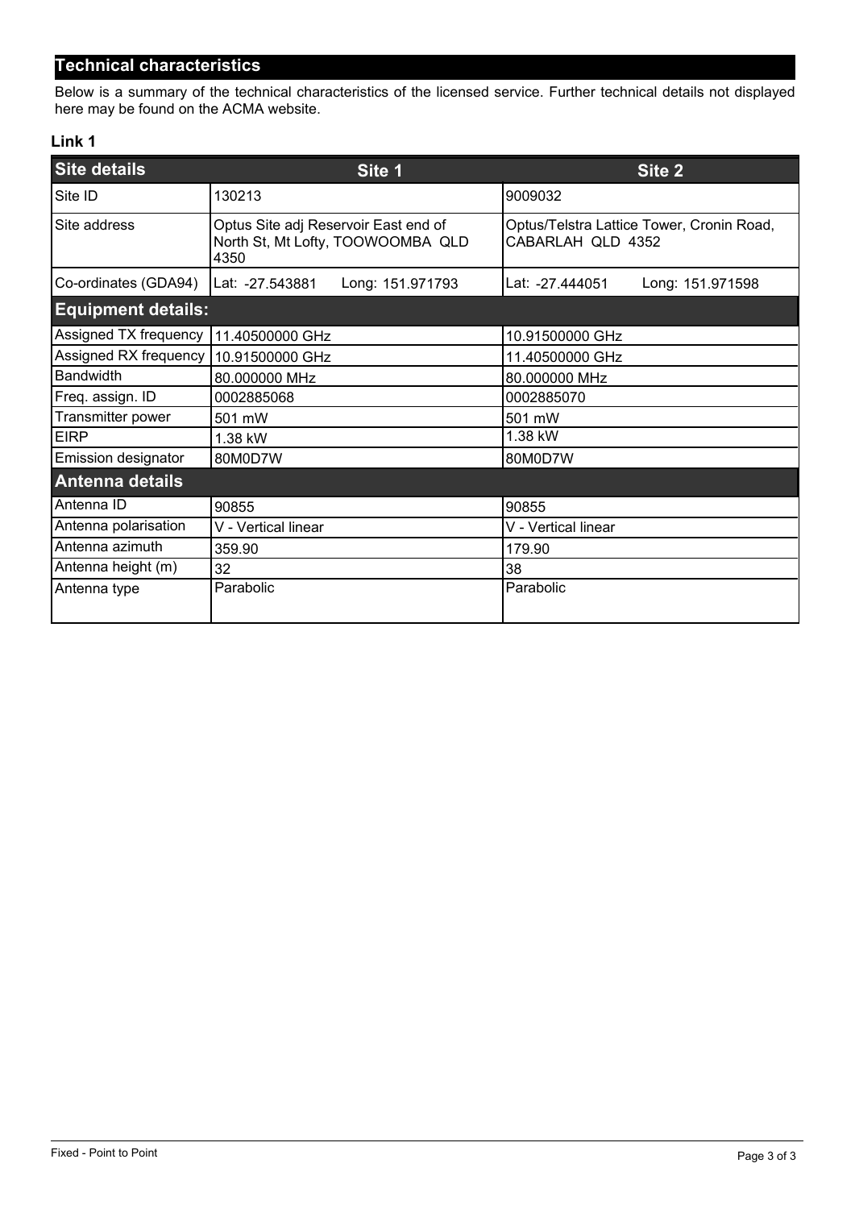## Technical characteristics

Below is a summary of the technical characteristics of the licensed service. Further technical details not displayed here may be found on the ACMA website.

### Link 1

| Site details | Site 1 | Site 2 |
|---|---|---|
| Site ID | 130213 | 9009032 |
| Site address | Optus Site adj Reservoir East end of North St, Mt Lofty, TOOWOOMBA QLD 4350 | Optus/Telstra Lattice Tower, Cronin Road, CABARLAH QLD 4352 |
| Co-ordinates (GDA94) | Lat: -27.543881 Long: 151.971793 | Lat: -27.444051 Long: 151.971598 |
| **Equipment details:** | | |
| Assigned TX frequency | 11.40500000 GHz | 10.91500000 GHz |
| Assigned RX frequency | 10.91500000 GHz | 11.40500000 GHz |
| Bandwidth | 80.000000 MHz | 80.000000 MHz |
| Freq. assign. ID | 0002885068 | 0002885070 |
| Transmitter power | 501 mW | 501 mW |
| EIRP | 1.38 kW | 1.38 kW |
| Emission designator | 80M0D7W | 80M0D7W |
| **Antenna details** | | |
| Antenna ID | 90855 | 90855 |
| Antenna polarisation | V - Vertical linear | V - Vertical linear |
| Antenna azimuth | 359.90 | 179.90 |
| Antenna height (m) | 32 | 38 |
| Antenna type | Parabolic | Parabolic |

Fixed - Point to Point